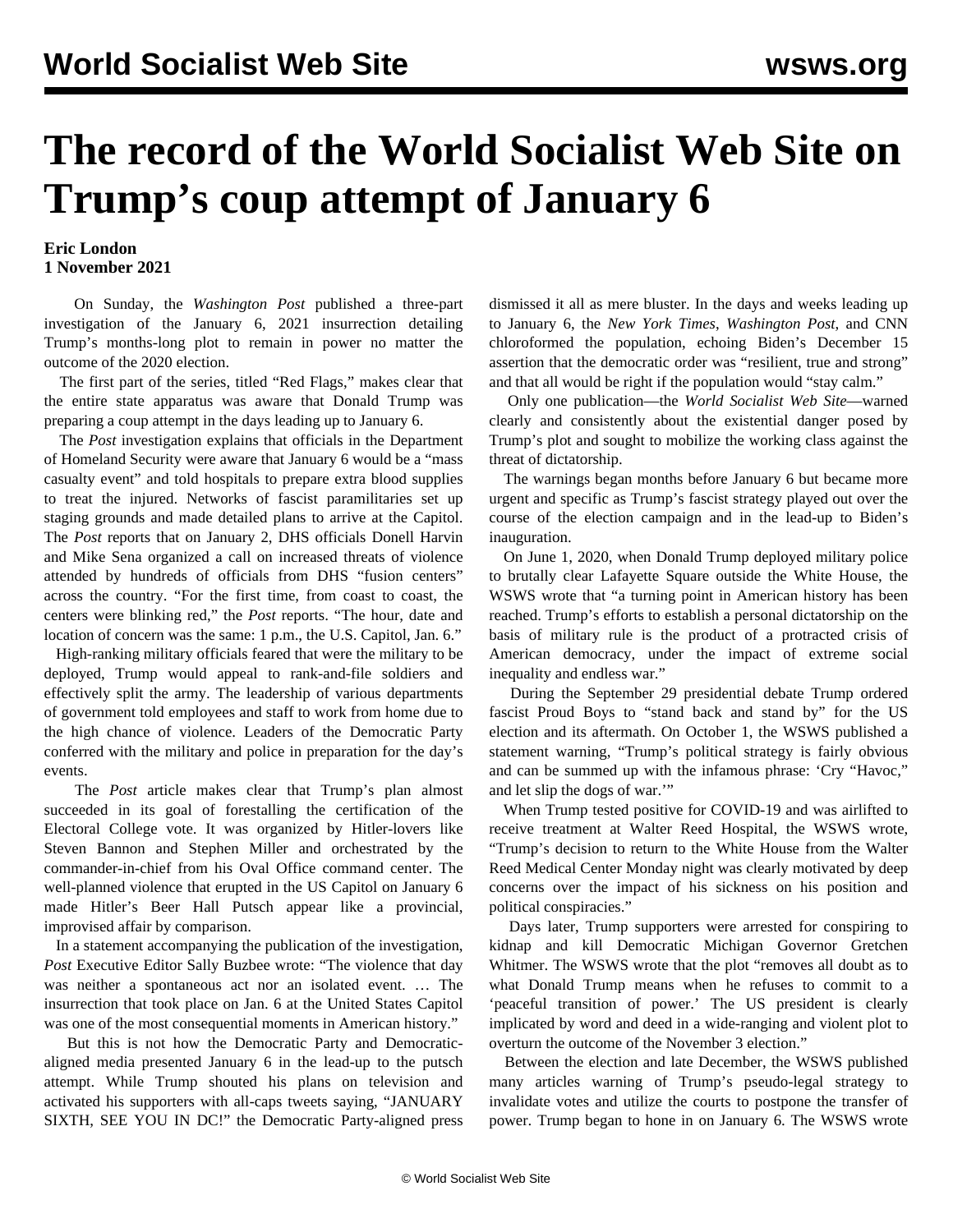# The record of the World Socialist Web Site on Trump's coup attempt of January 6

**Eric London**
**1 November 2021**

On Sunday, the *Washington Post* published a three-part investigation of the January 6, 2021 insurrection detailing Trump's months-long plot to remain in power no matter the outcome of the 2020 election.

The first part of the series, titled "Red Flags," makes clear that the entire state apparatus was aware that Donald Trump was preparing a coup attempt in the days leading up to January 6.

The *Post* investigation explains that officials in the Department of Homeland Security were aware that January 6 would be a "mass casualty event" and told hospitals to prepare extra blood supplies to treat the injured. Networks of fascist paramilitaries set up staging grounds and made detailed plans to arrive at the Capitol. The *Post* reports that on January 2, DHS officials Donell Harvin and Mike Sena organized a call on increased threats of violence attended by hundreds of officials from DHS "fusion centers" across the country. "For the first time, from coast to coast, the centers were blinking red," the *Post* reports. "The hour, date and location of concern was the same: 1 p.m., the U.S. Capitol, Jan. 6."

High-ranking military officials feared that were the military to be deployed, Trump would appeal to rank-and-file soldiers and effectively split the army. The leadership of various departments of government told employees and staff to work from home due to the high chance of violence. Leaders of the Democratic Party conferred with the military and police in preparation for the day's events.

The *Post* article makes clear that Trump's plan almost succeeded in its goal of forestalling the certification of the Electoral College vote. It was organized by Hitler-lovers like Steven Bannon and Stephen Miller and orchestrated by the commander-in-chief from his Oval Office command center. The well-planned violence that erupted in the US Capitol on January 6 made Hitler's Beer Hall Putsch appear like a provincial, improvised affair by comparison.

In a statement accompanying the publication of the investigation, *Post* Executive Editor Sally Buzbee wrote: "The violence that day was neither a spontaneous act nor an isolated event. … The insurrection that took place on Jan. 6 at the United States Capitol was one of the most consequential moments in American history."

But this is not how the Democratic Party and Democratic-aligned media presented January 6 in the lead-up to the putsch attempt. While Trump shouted his plans on television and activated his supporters with all-caps tweets saying, "JANUARY SIXTH, SEE YOU IN DC!" the Democratic Party-aligned press dismissed it all as mere bluster. In the days and weeks leading up to January 6, the *New York Times*, *Washington Post*, and CNN chloroformed the population, echoing Biden's December 15 assertion that the democratic order was "resilient, true and strong" and that all would be right if the population would "stay calm."

Only one publication—the *World Socialist Web Site*—warned clearly and consistently about the existential danger posed by Trump's plot and sought to mobilize the working class against the threat of dictatorship.

The warnings began months before January 6 but became more urgent and specific as Trump's fascist strategy played out over the course of the election campaign and in the lead-up to Biden's inauguration.

On June 1, 2020, when Donald Trump deployed military police to brutally clear Lafayette Square outside the White House, the WSWS wrote that "a turning point in American history has been reached. Trump's efforts to establish a personal dictatorship on the basis of military rule is the product of a protracted crisis of American democracy, under the impact of extreme social inequality and endless war."

During the September 29 presidential debate Trump ordered fascist Proud Boys to "stand back and stand by" for the US election and its aftermath. On October 1, the WSWS published a statement warning, "Trump's political strategy is fairly obvious and can be summed up with the infamous phrase: 'Cry "Havoc," and let slip the dogs of war.'"

When Trump tested positive for COVID-19 and was airlifted to receive treatment at Walter Reed Hospital, the WSWS wrote, "Trump's decision to return to the White House from the Walter Reed Medical Center Monday night was clearly motivated by deep concerns over the impact of his sickness on his position and political conspiracies."

Days later, Trump supporters were arrested for conspiring to kidnap and kill Democratic Michigan Governor Gretchen Whitmer. The WSWS wrote that the plot "removes all doubt as to what Donald Trump means when he refuses to commit to a 'peaceful transition of power.' The US president is clearly implicated by word and deed in a wide-ranging and violent plot to overturn the outcome of the November 3 election."

Between the election and late December, the WSWS published many articles warning of Trump's pseudo-legal strategy to invalidate votes and utilize the courts to postpone the transfer of power. Trump began to hone in on January 6. The WSWS wrote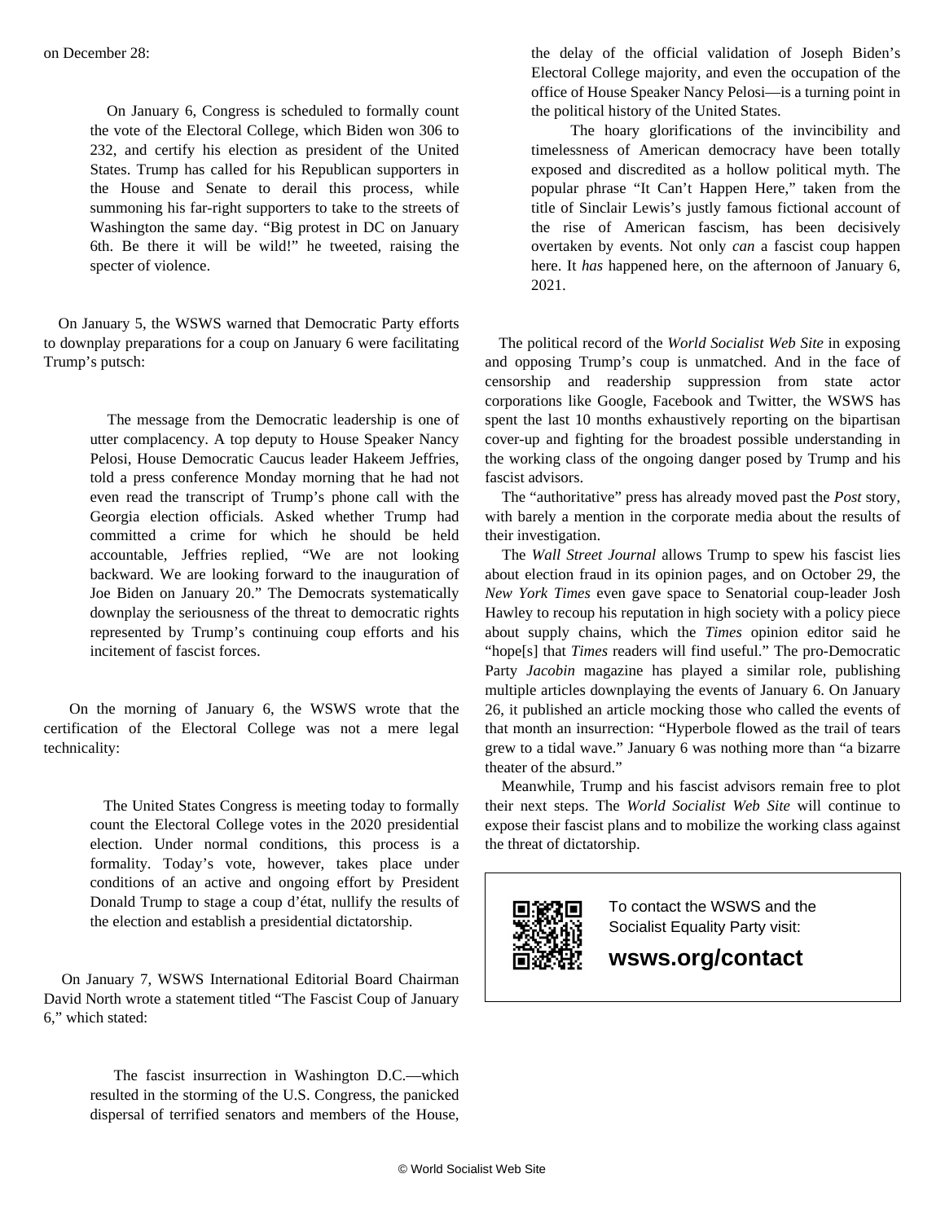on December 28:

> On January 6, Congress is scheduled to formally count the vote of the Electoral College, which Biden won 306 to 232, and certify his election as president of the United States. Trump has called for his Republican supporters in the House and Senate to derail this process, while summoning his far-right supporters to take to the streets of Washington the same day. “Big protest in DC on January 6th. Be there it will be wild!” he tweeted, raising the specter of violence.

On January 5, the WSWS warned that Democratic Party efforts to downplay preparations for a coup on January 6 were facilitating Trump’s putsch:

> The message from the Democratic leadership is one of utter complacency. A top deputy to House Speaker Nancy Pelosi, House Democratic Caucus leader Hakeem Jeffries, told a press conference Monday morning that he had not even read the transcript of Trump’s phone call with the Georgia election officials. Asked whether Trump had committed a crime for which he should be held accountable, Jeffries replied, “We are not looking backward. We are looking forward to the inauguration of Joe Biden on January 20.” The Democrats systematically downplay the seriousness of the threat to democratic rights represented by Trump’s continuing coup efforts and his incitement of fascist forces.

On the morning of January 6, the WSWS wrote that the certification of the Electoral College was not a mere legal technicality:

> The United States Congress is meeting today to formally count the Electoral College votes in the 2020 presidential election. Under normal conditions, this process is a formality. Today’s vote, however, takes place under conditions of an active and ongoing effort by President Donald Trump to stage a coup d’état, nullify the results of the election and establish a presidential dictatorship.

On January 7, WSWS International Editorial Board Chairman David North wrote a statement titled “The Fascist Coup of January 6,” which stated:

> The fascist insurrection in Washington D.C.—which resulted in the storming of the U.S. Congress, the panicked dispersal of terrified senators and members of the House, the delay of the official validation of Joseph Biden’s Electoral College majority, and even the occupation of the office of House Speaker Nancy Pelosi—is a turning point in the political history of the United States.
>
> The hoary glorifications of the invincibility and timelessness of American democracy have been totally exposed and discredited as a hollow political myth. The popular phrase “It Can’t Happen Here,” taken from the title of Sinclair Lewis’s justly famous fictional account of the rise of American fascism, has been decisively overtaken by events. Not only *can* a fascist coup happen here. It *has* happened here, on the afternoon of January 6, 2021.

The political record of the *World Socialist Web Site* in exposing and opposing Trump’s coup is unmatched. And in the face of censorship and readership suppression from state actor corporations like Google, Facebook and Twitter, the WSWS has spent the last 10 months exhaustively reporting on the bipartisan cover-up and fighting for the broadest possible understanding in the working class of the ongoing danger posed by Trump and his fascist advisors.

The “authoritative” press has already moved past the *Post* story, with barely a mention in the corporate media about the results of their investigation.

The *Wall Street Journal* allows Trump to spew his fascist lies about election fraud in its opinion pages, and on October 29, the *New York Times* even gave space to Senatorial coup-leader Josh Hawley to recoup his reputation in high society with a policy piece about supply chains, which the *Times* opinion editor said he “hope[s] that *Times* readers will find useful.” The pro-Democratic Party *Jacobin* magazine has played a similar role, publishing multiple articles downplaying the events of January 6. On January 26, it published an article mocking those who called the events of that month an insurrection: “Hyperbole flowed as the trail of tears grew to a tidal wave.” January 6 was nothing more than “a bizarre theater of the absurd.”

Meanwhile, Trump and his fascist advisors remain free to plot their next steps. The *World Socialist Web Site* will continue to expose their fascist plans and to mobilize the working class against the threat of dictatorship.

To contact the WSWS and the Socialist Equality Party visit:

**wsws.org/contact**